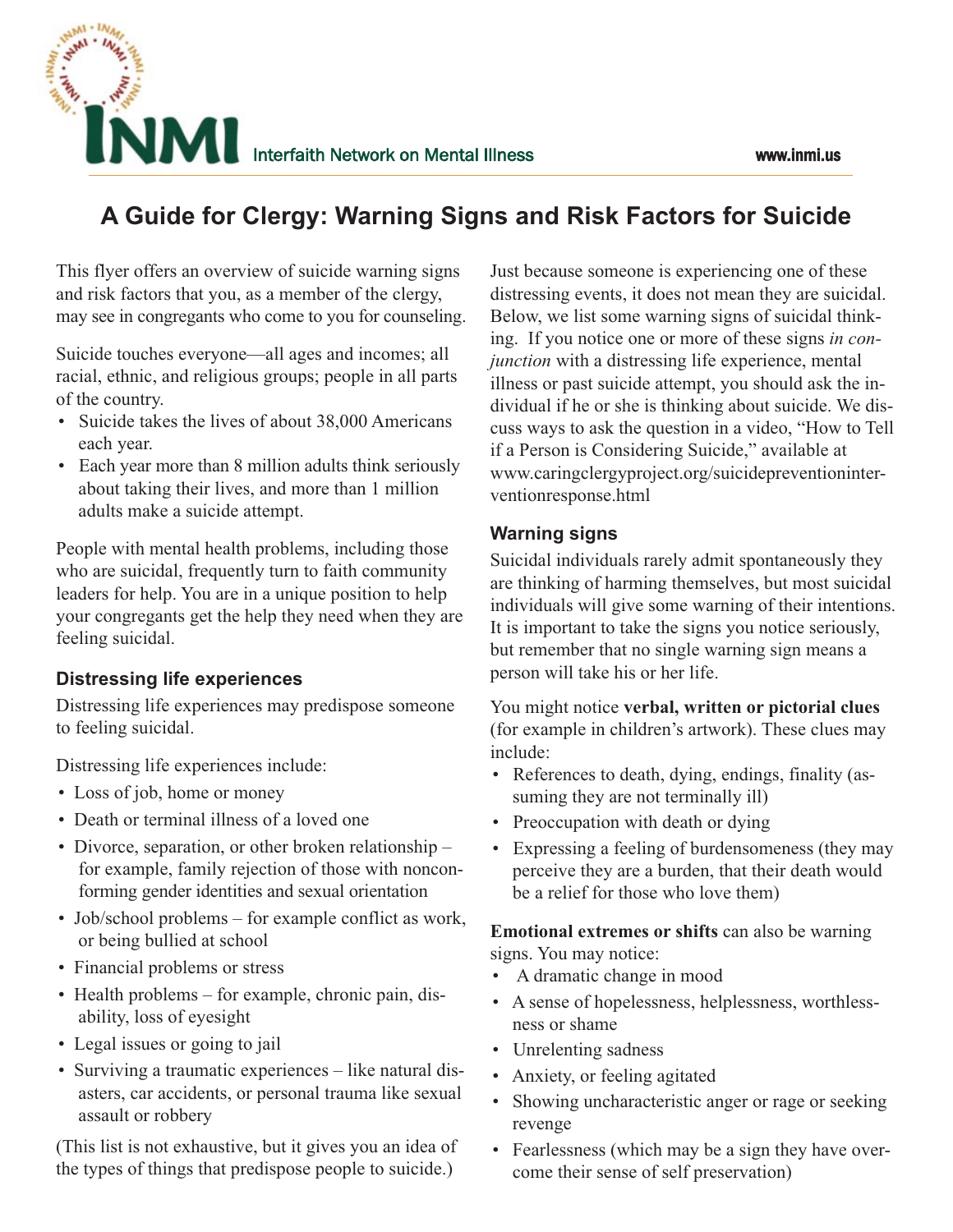INMI Interfaith Network on Mental Illness www.inmi.us

# A Guide for Clergy: Warning Signs and Risk Factors for Suicide

This flyer offers an overview of suicide warning signs and risk factors that you, as a member of the clergy, may see in congregants who come to you for counseling.

Suicide touches everyone—all ages and incomes; all racial, ethnic, and religious groups; people in all parts of the country.

- Suicide takes the lives of about 38,000 Americans each year.
- Each year more than 8 million adults think seriously about taking their lives, and more than 1 million adults make a suicide attempt.

People with mental health problems, including those who are suicidal, frequently turn to faith community leaders for help. You are in a unique position to help your congregants get the help they need when they are feeling suicidal.

## Distressing life experiences

Distressing life experiences may predispose someone to feeling suicidal.

Distressing life experiences include:

- Loss of job, home or money
- Death or terminal illness of a loved one
- Divorce, separation, or other broken relationship – for example, family rejection of those with nonconforming gender identities and sexual orientation
- Job/school problems – for example conflict as work, or being bullied at school
- Financial problems or stress
- Health problems – for example, chronic pain, disability, loss of eyesight
- Legal issues or going to jail
- Surviving a traumatic experiences – like natural disasters, car accidents, or personal trauma like sexual assault or robbery

(This list is not exhaustive, but it gives you an idea of the types of things that predispose people to suicide.)

Just because someone is experiencing one of these distressing events, it does not mean they are suicidal. Below, we list some warning signs of suicidal thinking. If you notice one or more of these signs *in conjunction* with a distressing life experience, mental illness or past suicide attempt, you should ask the individual if he or she is thinking about suicide. We discuss ways to ask the question in a video, "How to Tell if a Person is Considering Suicide," available at www.caringclergyproject.org/suicidepreventioninterventionresponse.html

## Warning signs

Suicidal individuals rarely admit spontaneously they are thinking of harming themselves, but most suicidal individuals will give some warning of their intentions. It is important to take the signs you notice seriously, but remember that no single warning sign means a person will take his or her life.

You might notice **verbal, written or pictorial clues** (for example in children's artwork). These clues may include:

- References to death, dying, endings, finality (assuming they are not terminally ill)
- Preoccupation with death or dying
- Expressing a feeling of burdensomeness (they may perceive they are a burden, that their death would be a relief for those who love them)

**Emotional extremes or shifts** can also be warning signs. You may notice:

- A dramatic change in mood
- A sense of hopelessness, helplessness, worthlessness or shame
- Unrelenting sadness
- Anxiety, or feeling agitated
- Showing uncharacteristic anger or rage or seeking revenge
- Fearlessness (which may be a sign they have overcome their sense of self preservation)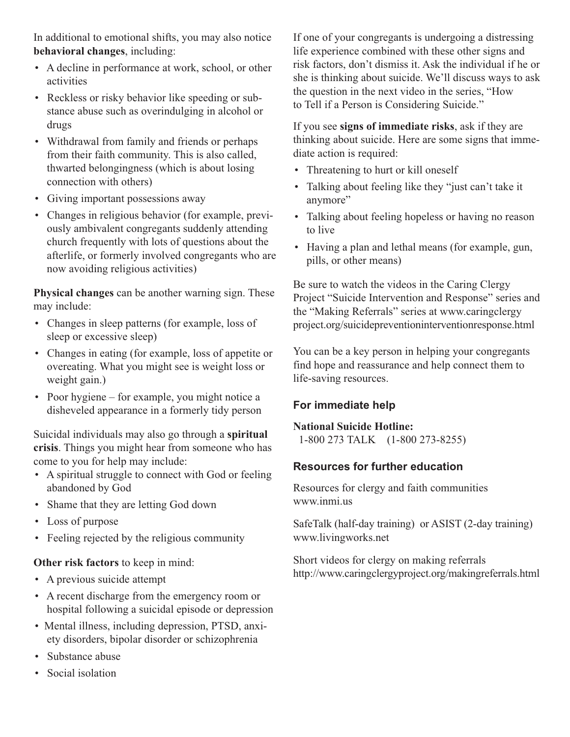In additional to emotional shifts, you may also notice **behavioral changes**, including:

- A decline in performance at work, school, or other activities
- Reckless or risky behavior like speeding or substance abuse such as overindulging in alcohol or drugs
- Withdrawal from family and friends or perhaps from their faith community. This is also called, thwarted belongingness (which is about losing connection with others)
- Giving important possessions away
- Changes in religious behavior (for example, previously ambivalent congregants suddenly attending church frequently with lots of questions about the afterlife, or formerly involved congregants who are now avoiding religious activities)

**Physical changes** can be another warning sign. These may include:

- Changes in sleep patterns (for example, loss of sleep or excessive sleep)
- Changes in eating (for example, loss of appetite or overeating. What you might see is weight loss or weight gain.)
- Poor hygiene – for example, you might notice a disheveled appearance in a formerly tidy person

Suicidal individuals may also go through a **spiritual crisis**. Things you might hear from someone who has come to you for help may include:

- A spiritual struggle to connect with God or feeling abandoned by God
- Shame that they are letting God down
- Loss of purpose
- Feeling rejected by the religious community

**Other risk factors** to keep in mind:

- A previous suicide attempt
- A recent discharge from the emergency room or hospital following a suicidal episode or depression
- Mental illness, including depression, PTSD, anxiety disorders, bipolar disorder or schizophrenia
- Substance abuse
- Social isolation

If one of your congregants is undergoing a distressing life experience combined with these other signs and risk factors, don't dismiss it. Ask the individual if he or she is thinking about suicide. We'll discuss ways to ask the question in the next video in the series, "How to Tell if a Person is Considering Suicide."

If you see **signs of immediate risks**, ask if they are thinking about suicide. Here are some signs that immediate action is required:

- Threatening to hurt or kill oneself
- Talking about feeling like they "just can't take it anymore"
- Talking about feeling hopeless or having no reason to live
- Having a plan and lethal means (for example, gun, pills, or other means)

Be sure to watch the videos in the Caring Clergy Project "Suicide Intervention and Response" series and the "Making Referrals" series at www.caringclergyproject.org/suicidepreventioninterventionresponse.html

You can be a key person in helping your congregants find hope and reassurance and help connect them to life-saving resources.

## For immediate help

**National Suicide Hotline:**
1-800 273 TALK (1-800 273-8255)

## Resources for further education

Resources for clergy and faith communities
www.inmi.us

SafeTalk (half-day training) or ASIST (2-day training)
www.livingworks.net

Short videos for clergy on making referrals
http://www.caringclergyproject.org/makingreferrals.html